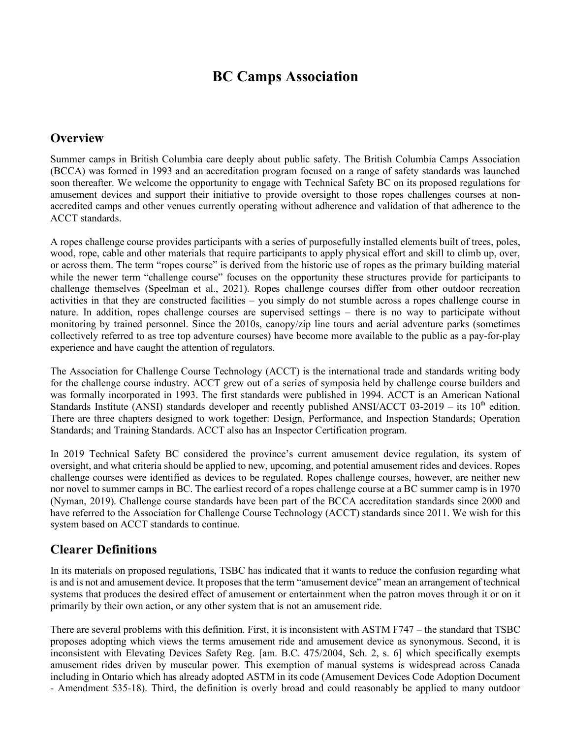# BC Camps Association

## Overview

Summer camps in British Columbia care deeply about public safety. The British Columbia Camps Association (BCCA) was formed in 1993 and an accreditation program focused on a range of safety standards was launched soon thereafter. We welcome the opportunity to engage with Technical Safety BC on its proposed regulations for amusement devices and support their initiative to provide oversight to those ropes challenges courses at non-accredited camps and other venues currently operating without adherence and validation of that adherence to the ACCT standards.

A ropes challenge course provides participants with a series of purposefully installed elements built of trees, poles, wood, rope, cable and other materials that require participants to apply physical effort and skill to climb up, over, or across them. The term "ropes course" is derived from the historic use of ropes as the primary building material while the newer term "challenge course" focuses on the opportunity these structures provide for participants to challenge themselves (Speelman et al., 2021). Ropes challenge courses differ from other outdoor recreation activities in that they are constructed facilities – you simply do not stumble across a ropes challenge course in nature. In addition, ropes challenge courses are supervised settings – there is no way to participate without monitoring by trained personnel. Since the 2010s, canopy/zip line tours and aerial adventure parks (sometimes collectively referred to as tree top adventure courses) have become more available to the public as a pay-for-play experience and have caught the attention of regulators.

The Association for Challenge Course Technology (ACCT) is the international trade and standards writing body for the challenge course industry. ACCT grew out of a series of symposia held by challenge course builders and was formally incorporated in 1993. The first standards were published in 1994. ACCT is an American National Standards Institute (ANSI) standards developer and recently published ANSI/ACCT 03-2019 – its 10th edition. There are three chapters designed to work together: Design, Performance, and Inspection Standards; Operation Standards; and Training Standards. ACCT also has an Inspector Certification program.

In 2019 Technical Safety BC considered the province's current amusement device regulation, its system of oversight, and what criteria should be applied to new, upcoming, and potential amusement rides and devices. Ropes challenge courses were identified as devices to be regulated. Ropes challenge courses, however, are neither new nor novel to summer camps in BC. The earliest record of a ropes challenge course at a BC summer camp is in 1970 (Nyman, 2019). Challenge course standards have been part of the BCCA accreditation standards since 2000 and have referred to the Association for Challenge Course Technology (ACCT) standards since 2011. We wish for this system based on ACCT standards to continue.

## Clearer Definitions

In its materials on proposed regulations, TSBC has indicated that it wants to reduce the confusion regarding what is and is not and amusement device. It proposes that the term "amusement device" mean an arrangement of technical systems that produces the desired effect of amusement or entertainment when the patron moves through it or on it primarily by their own action, or any other system that is not an amusement ride.

There are several problems with this definition. First, it is inconsistent with ASTM F747 – the standard that TSBC proposes adopting which views the terms amusement ride and amusement device as synonymous. Second, it is inconsistent with Elevating Devices Safety Reg. [am. B.C. 475/2004, Sch. 2, s. 6] which specifically exempts amusement rides driven by muscular power. This exemption of manual systems is widespread across Canada including in Ontario which has already adopted ASTM in its code (Amusement Devices Code Adoption Document - Amendment 535-18). Third, the definition is overly broad and could reasonably be applied to many outdoor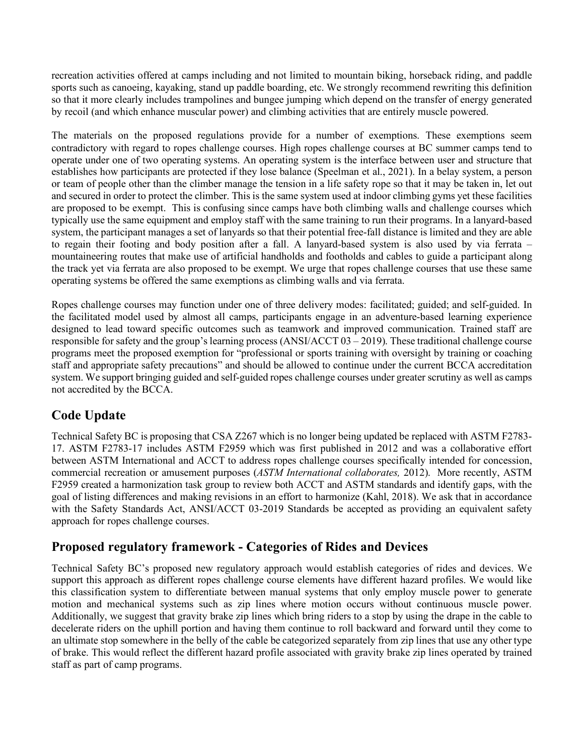recreation activities offered at camps including and not limited to mountain biking, horseback riding, and paddle sports such as canoeing, kayaking, stand up paddle boarding, etc. We strongly recommend rewriting this definition so that it more clearly includes trampolines and bungee jumping which depend on the transfer of energy generated by recoil (and which enhance muscular power) and climbing activities that are entirely muscle powered.

The materials on the proposed regulations provide for a number of exemptions. These exemptions seem contradictory with regard to ropes challenge courses. High ropes challenge courses at BC summer camps tend to operate under one of two operating systems. An operating system is the interface between user and structure that establishes how participants are protected if they lose balance (Speelman et al., 2021). In a belay system, a person or team of people other than the climber manage the tension in a life safety rope so that it may be taken in, let out and secured in order to protect the climber. This is the same system used at indoor climbing gyms yet these facilities are proposed to be exempt. This is confusing since camps have both climbing walls and challenge courses which typically use the same equipment and employ staff with the same training to run their programs. In a lanyard-based system, the participant manages a set of lanyards so that their potential free-fall distance is limited and they are able to regain their footing and body position after a fall. A lanyard-based system is also used by via ferrata – mountaineering routes that make use of artificial handholds and footholds and cables to guide a participant along the track yet via ferrata are also proposed to be exempt. We urge that ropes challenge courses that use these same operating systems be offered the same exemptions as climbing walls and via ferrata.

Ropes challenge courses may function under one of three delivery modes: facilitated; guided; and self-guided. In the facilitated model used by almost all camps, participants engage in an adventure-based learning experience designed to lead toward specific outcomes such as teamwork and improved communication. Trained staff are responsible for safety and the group's learning process (ANSI/ACCT 03 – 2019). These traditional challenge course programs meet the proposed exemption for "professional or sports training with oversight by training or coaching staff and appropriate safety precautions" and should be allowed to continue under the current BCCA accreditation system. We support bringing guided and self-guided ropes challenge courses under greater scrutiny as well as camps not accredited by the BCCA.

## Code Update

Technical Safety BC is proposing that CSA Z267 which is no longer being updated be replaced with ASTM F2783-17. ASTM F2783-17 includes ASTM F2959 which was first published in 2012 and was a collaborative effort between ASTM International and ACCT to address ropes challenge courses specifically intended for concession, commercial recreation or amusement purposes (*ASTM International collaborates,* 2012). More recently, ASTM F2959 created a harmonization task group to review both ACCT and ASTM standards and identify gaps, with the goal of listing differences and making revisions in an effort to harmonize (Kahl, 2018). We ask that in accordance with the Safety Standards Act, ANSI/ACCT 03-2019 Standards be accepted as providing an equivalent safety approach for ropes challenge courses.

## Proposed regulatory framework - Categories of Rides and Devices

Technical Safety BC's proposed new regulatory approach would establish categories of rides and devices. We support this approach as different ropes challenge course elements have different hazard profiles. We would like this classification system to differentiate between manual systems that only employ muscle power to generate motion and mechanical systems such as zip lines where motion occurs without continuous muscle power. Additionally, we suggest that gravity brake zip lines which bring riders to a stop by using the drape in the cable to decelerate riders on the uphill portion and having them continue to roll backward and forward until they come to an ultimate stop somewhere in the belly of the cable be categorized separately from zip lines that use any other type of brake. This would reflect the different hazard profile associated with gravity brake zip lines operated by trained staff as part of camp programs.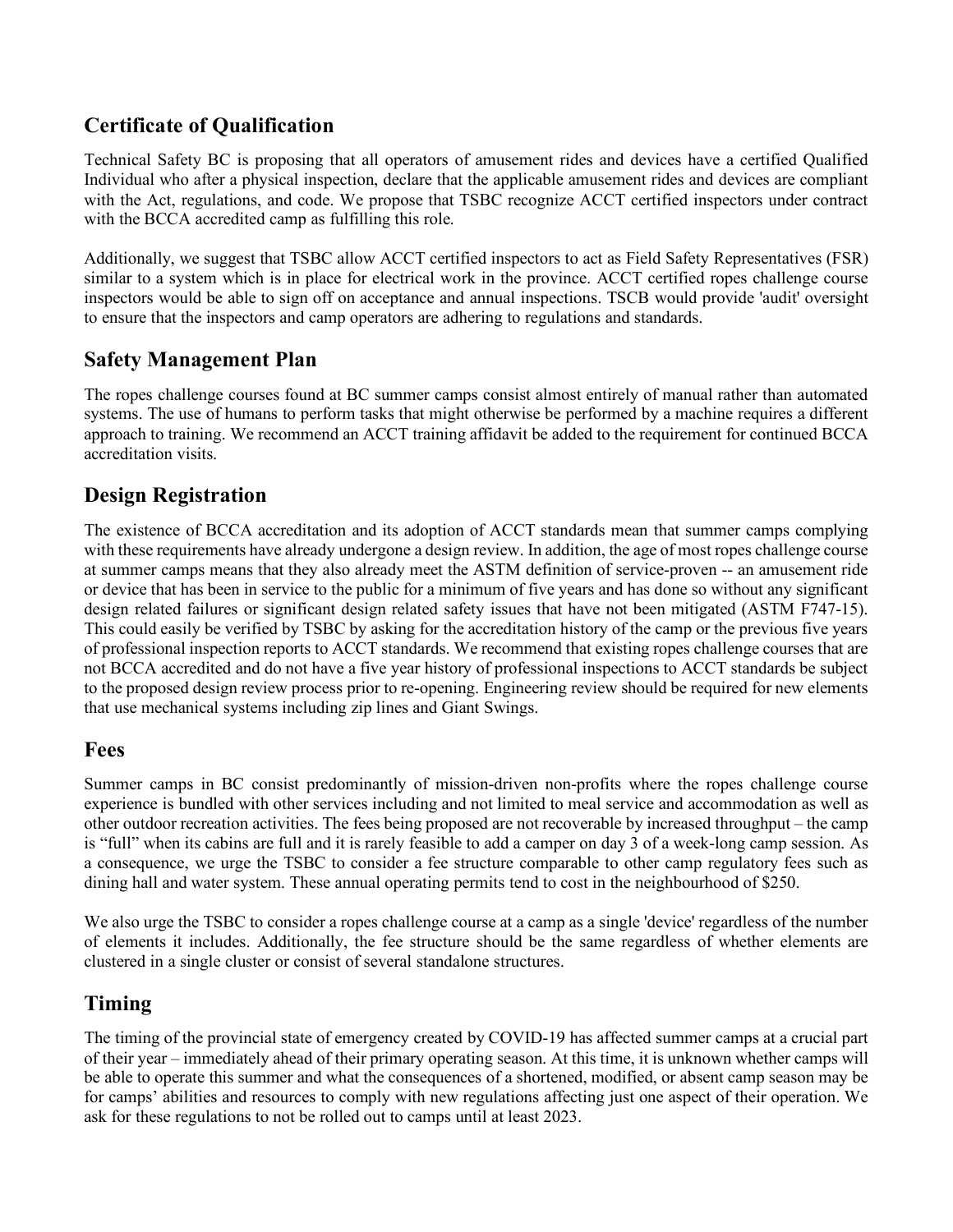## Certificate of Qualification

Technical Safety BC is proposing that all operators of amusement rides and devices have a certified Qualified Individual who after a physical inspection, declare that the applicable amusement rides and devices are compliant with the Act, regulations, and code. We propose that TSBC recognize ACCT certified inspectors under contract with the BCCA accredited camp as fulfilling this role.

Additionally, we suggest that TSBC allow ACCT certified inspectors to act as Field Safety Representatives (FSR) similar to a system which is in place for electrical work in the province. ACCT certified ropes challenge course inspectors would be able to sign off on acceptance and annual inspections. TSCB would provide 'audit' oversight to ensure that the inspectors and camp operators are adhering to regulations and standards.

## Safety Management Plan

The ropes challenge courses found at BC summer camps consist almost entirely of manual rather than automated systems. The use of humans to perform tasks that might otherwise be performed by a machine requires a different approach to training. We recommend an ACCT training affidavit be added to the requirement for continued BCCA accreditation visits.

## Design Registration

The existence of BCCA accreditation and its adoption of ACCT standards mean that summer camps complying with these requirements have already undergone a design review. In addition, the age of most ropes challenge course at summer camps means that they also already meet the ASTM definition of service-proven -- an amusement ride or device that has been in service to the public for a minimum of five years and has done so without any significant design related failures or significant design related safety issues that have not been mitigated (ASTM F747-15). This could easily be verified by TSBC by asking for the accreditation history of the camp or the previous five years of professional inspection reports to ACCT standards. We recommend that existing ropes challenge courses that are not BCCA accredited and do not have a five year history of professional inspections to ACCT standards be subject to the proposed design review process prior to re-opening. Engineering review should be required for new elements that use mechanical systems including zip lines and Giant Swings.

## Fees

Summer camps in BC consist predominantly of mission-driven non-profits where the ropes challenge course experience is bundled with other services including and not limited to meal service and accommodation as well as other outdoor recreation activities. The fees being proposed are not recoverable by increased throughput – the camp is "full" when its cabins are full and it is rarely feasible to add a camper on day 3 of a week-long camp session. As a consequence, we urge the TSBC to consider a fee structure comparable to other camp regulatory fees such as dining hall and water system. These annual operating permits tend to cost in the neighbourhood of $250.

We also urge the TSBC to consider a ropes challenge course at a camp as a single 'device' regardless of the number of elements it includes. Additionally, the fee structure should be the same regardless of whether elements are clustered in a single cluster or consist of several standalone structures.

## Timing

The timing of the provincial state of emergency created by COVID-19 has affected summer camps at a crucial part of their year – immediately ahead of their primary operating season. At this time, it is unknown whether camps will be able to operate this summer and what the consequences of a shortened, modified, or absent camp season may be for camps' abilities and resources to comply with new regulations affecting just one aspect of their operation. We ask for these regulations to not be rolled out to camps until at least 2023.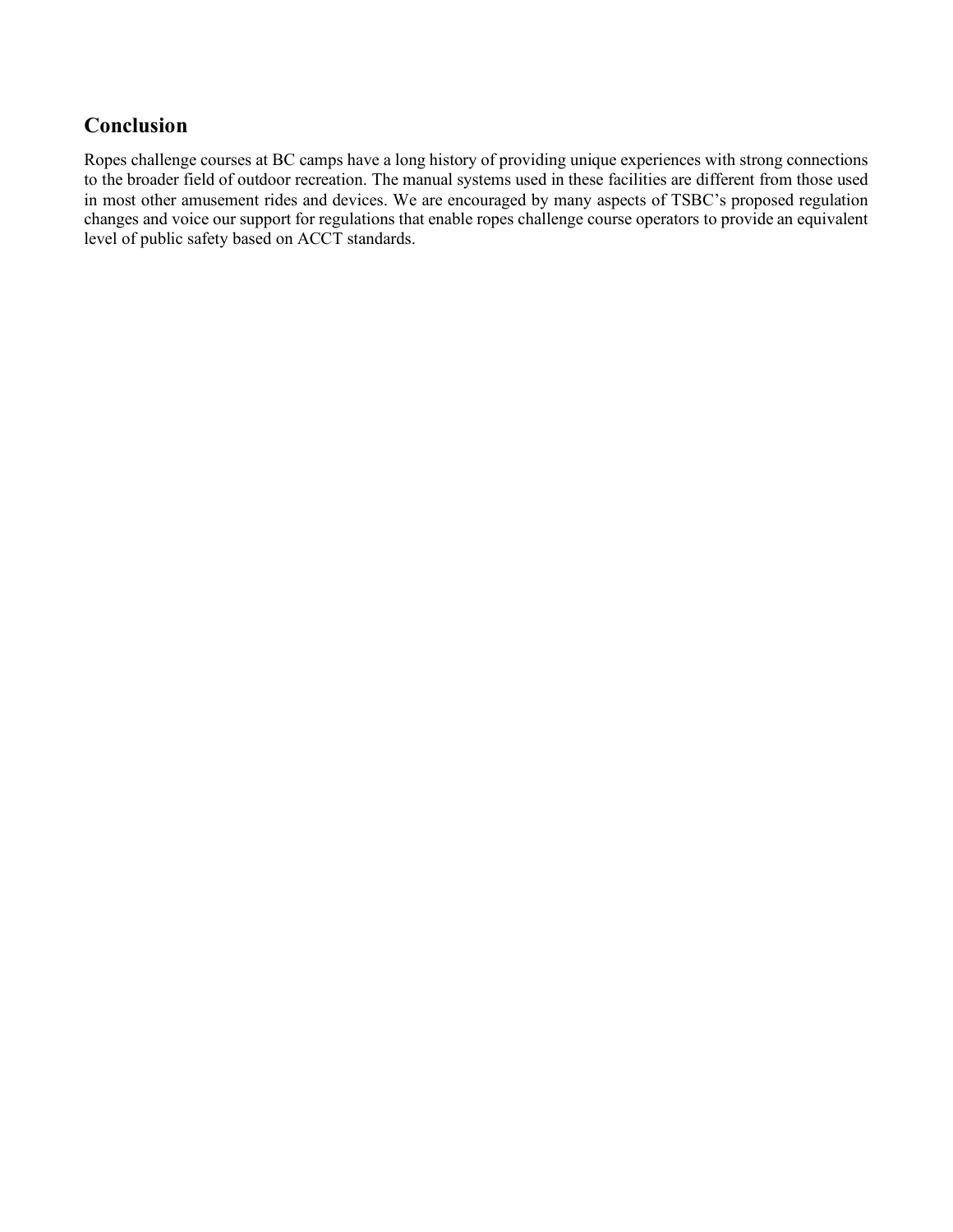## Conclusion

Ropes challenge courses at BC camps have a long history of providing unique experiences with strong connections to the broader field of outdoor recreation. The manual systems used in these facilities are different from those used in most other amusement rides and devices. We are encouraged by many aspects of TSBC's proposed regulation changes and voice our support for regulations that enable ropes challenge course operators to provide an equivalent level of public safety based on ACCT standards.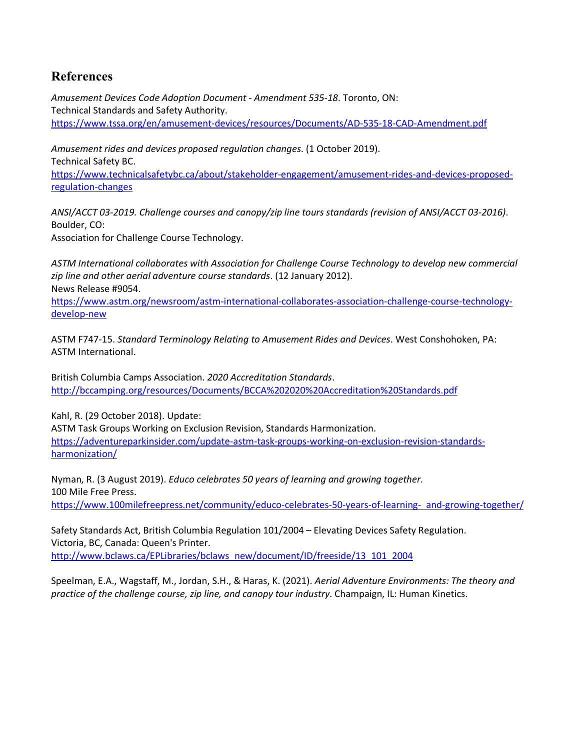## References

*Amusement Devices Code Adoption Document - Amendment 535-18*. Toronto, ON:
Technical Standards and Safety Authority.
https://www.tssa.org/en/amusement-devices/resources/Documents/AD-535-18-CAD-Amendment.pdf

*Amusement rides and devices proposed regulation changes*. (1 October 2019).
Technical Safety BC.
https://www.technicalsafetybc.ca/about/stakeholder-engagement/amusement-rides-and-devices-proposed-regulation-changes

*ANSI/ACCT 03-2019. Challenge courses and canopy/zip line tours standards (revision of ANSI/ACCT 03-2016)*. Boulder, CO:
Association for Challenge Course Technology.

*ASTM International collaborates with Association for Challenge Course Technology to develop new commercial zip line and other aerial adventure course standards*. (12 January 2012).
News Release #9054.
https://www.astm.org/newsroom/astm-international-collaborates-association-challenge-course-technology-develop-new

ASTM F747-15. *Standard Terminology Relating to Amusement Rides and Devices*. West Conshohoken, PA:
ASTM International.

British Columbia Camps Association. *2020 Accreditation Standards*.
http://bccamping.org/resources/Documents/BCCA%202020%20Accreditation%20Standards.pdf

Kahl, R. (29 October 2018). Update:
ASTM Task Groups Working on Exclusion Revision, Standards Harmonization.
https://adventureparkinsider.com/update-astm-task-groups-working-on-exclusion-revision-standards-harmonization/

Nyman, R. (3 August 2019). *Educo celebrates 50 years of learning and growing together*.
100 Mile Free Press.
https://www.100milefreepress.net/community/educo-celebrates-50-years-of-learning-_and-growing-together/

Safety Standards Act, British Columbia Regulation 101/2004 – Elevating Devices Safety Regulation.
Victoria, BC, Canada: Queen's Printer.
http://www.bclaws.ca/EPLibraries/bclaws_new/document/ID/freeside/13_101_2004

Speelman, E.A., Wagstaff, M., Jordan, S.H., & Haras, K. (2021). *Aerial Adventure Environments: The theory and practice of the challenge course, zip line, and canopy tour industry*. Champaign, IL: Human Kinetics.